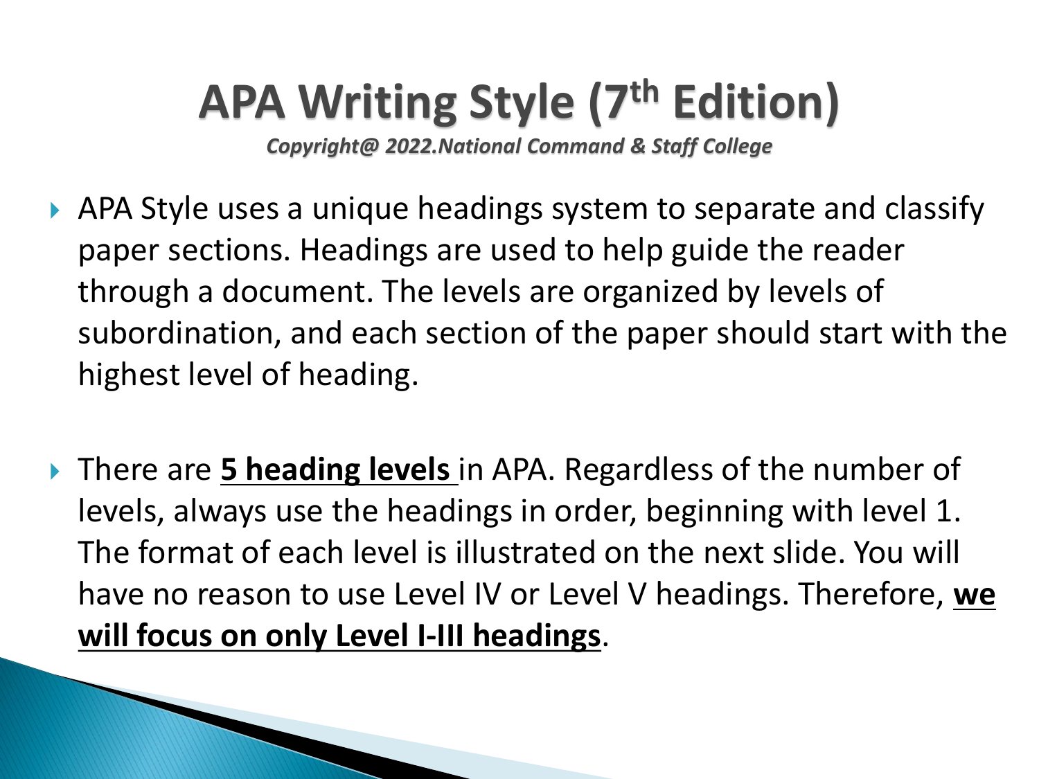# APA Writing Style (7th Edition)

***Copyright@ 2022.National Command & Staff College***

- APA Style uses a unique headings system to separate and classify paper sections. Headings are used to help guide the reader through a document. The levels are organized by levels of subordination, and each section of the paper should start with the highest level of heading.

- There are **5 heading levels** in APA. Regardless of the number of levels, always use the headings in order, beginning with level 1. The format of each level is illustrated on the next slide. You will have no reason to use Level IV or Level V headings. Therefore, **we will focus on only Level I-III headings**.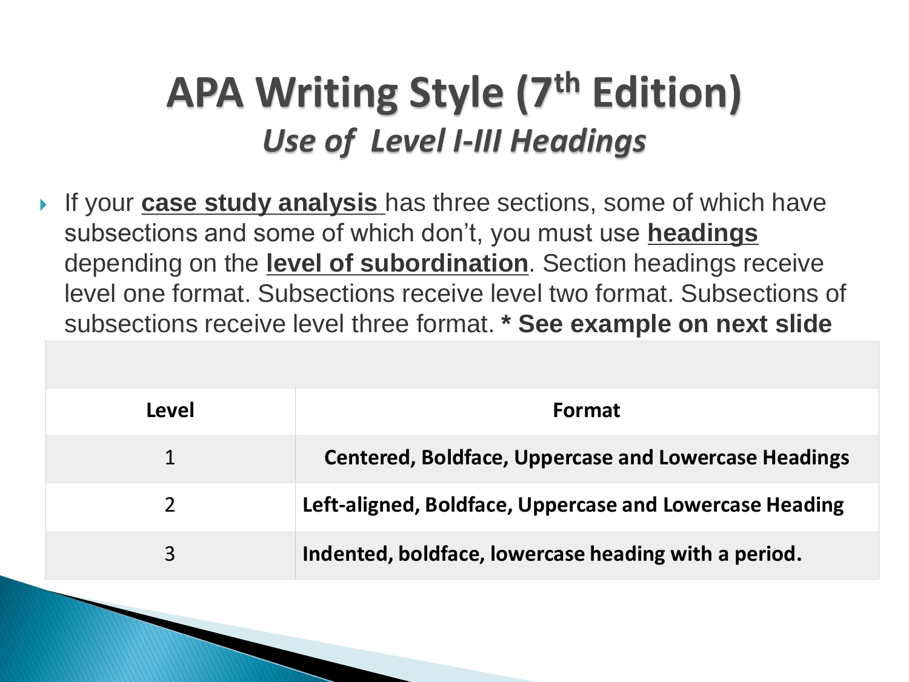# APA Writing Style (7th Edition)

## *Use of Level I-III Headings*

- If your **case study analysis** has three sections, some of which have subsections and some of which don't, you must use **headings** depending on the **level of subordination**. Section headings receive level one format. Subsections receive level two format. Subsections of subsections receive level three format. **\* See example on next slide**

| Level | Format |
|---|---|
| 1 | **Centered, Boldface, Uppercase and Lowercase Headings** |
| 2 | **Left-aligned, Boldface, Uppercase and Lowercase Heading** |
| 3 | **Indented, boldface, lowercase heading with a period.** |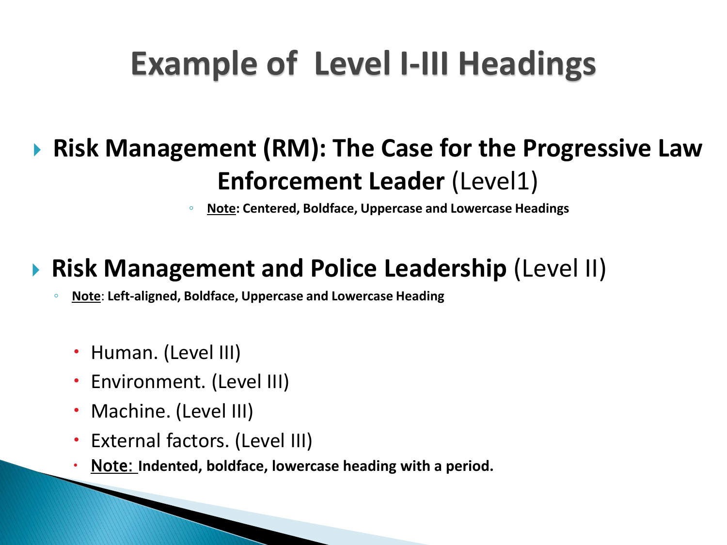# Example of Level I-III Headings

- **Risk Management (RM): The Case for the Progressive Law Enforcement Leader** (Level1)
  - **Note: Centered, Boldface, Uppercase and Lowercase Headings**

- **Risk Management and Police Leadership** (Level II)
  - **Note: Left-aligned, Boldface, Uppercase and Lowercase Heading**

    - Human. (Level III)
    - Environment. (Level III)
    - Machine. (Level III)
    - External factors. (Level III)
    - Note: **Indented, boldface, lowercase heading with a period.**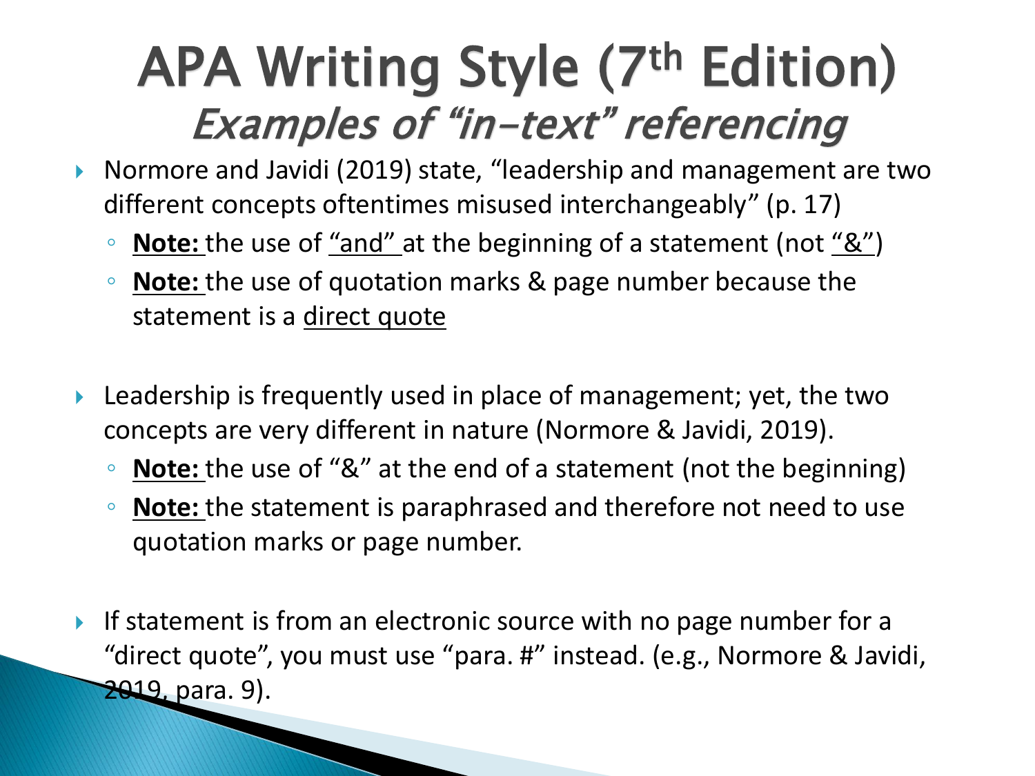# APA Writing Style (7th Edition)

## *Examples of "in-text" referencing*

- Normore and Javidi (2019) state, "leadership and management are two different concepts oftentimes misused interchangeably" (p. 17)
  - **Note:** the use of "and" at the beginning of a statement (not "&")
  - **Note:** the use of quotation marks & page number because the statement is a direct quote

- Leadership is frequently used in place of management; yet, the two concepts are very different in nature (Normore & Javidi, 2019).
  - **Note:** the use of "&" at the end of a statement (not the beginning)
  - **Note:** the statement is paraphrased and therefore not need to use quotation marks or page number.

- If statement is from an electronic source with no page number for a "direct quote", you must use "para. #" instead. (e.g., Normore & Javidi, 2019, para. 9).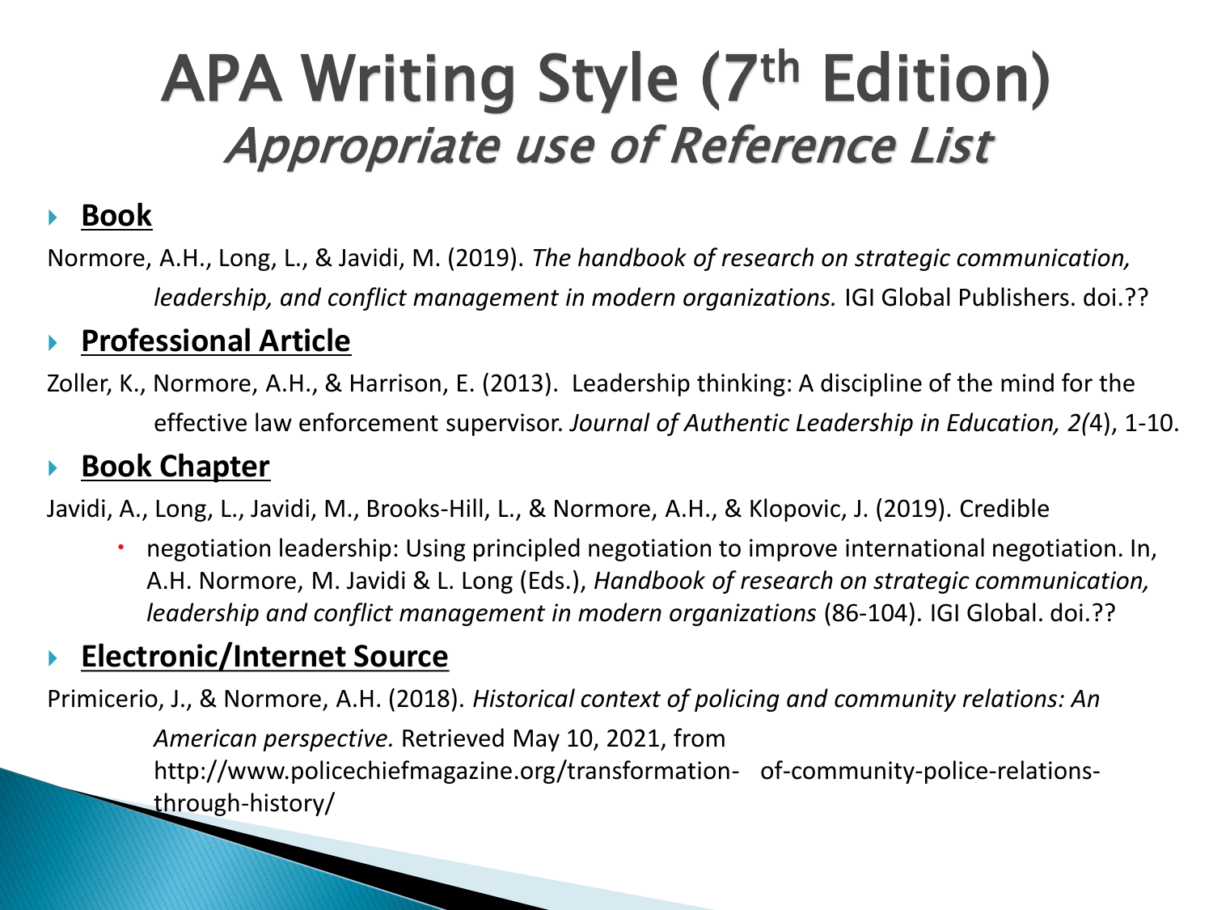# APA Writing Style (7th Edition)
## *Appropriate use of Reference List*

- **Book**

Normore, A.H., Long, L., & Javidi, M. (2019). *The handbook of research on strategic communication, leadership, and conflict management in modern organizations.* IGI Global Publishers. doi.??

- **Professional Article**

Zoller, K., Normore, A.H., & Harrison, E. (2013). Leadership thinking: A discipline of the mind for the effective law enforcement supervisor. *Journal of Authentic Leadership in Education, 2(*4), 1-10.

- **Book Chapter**

Javidi, A., Long, L., Javidi, M., Brooks-Hill, L., & Normore, A.H., & Klopovic, J. (2019). Credible

- negotiation leadership: Using principled negotiation to improve international negotiation. In, A.H. Normore, M. Javidi & L. Long (Eds.), *Handbook of research on strategic communication, leadership and conflict management in modern organizations* (86-104). IGI Global. doi.??

- **Electronic/Internet Source**

Primicerio, J., & Normore, A.H. (2018). *Historical context of policing and community relations: An American perspective.* Retrieved May 10, 2021, from http://www.policechiefmagazine.org/transformation- of-community-police-relations-through-history/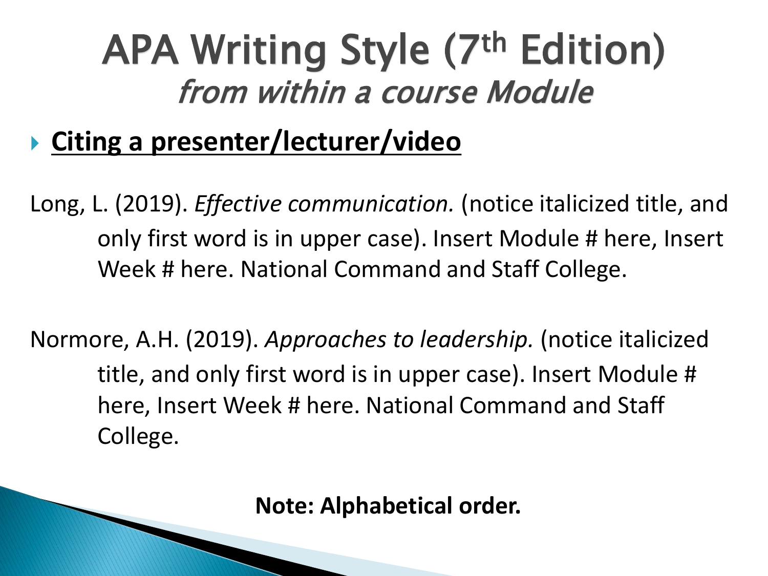# APA Writing Style (7th Edition)

## *from within a course Module*

- **Citing a presenter/lecturer/video**

Long, L. (2019). *Effective communication.* (notice italicized title, and only first word is in upper case). Insert Module # here, Insert Week # here. National Command and Staff College.

Normore, A.H. (2019). *Approaches to leadership.* (notice italicized title, and only first word is in upper case). Insert Module # here, Insert Week # here. National Command and Staff College.

**Note: Alphabetical order.**